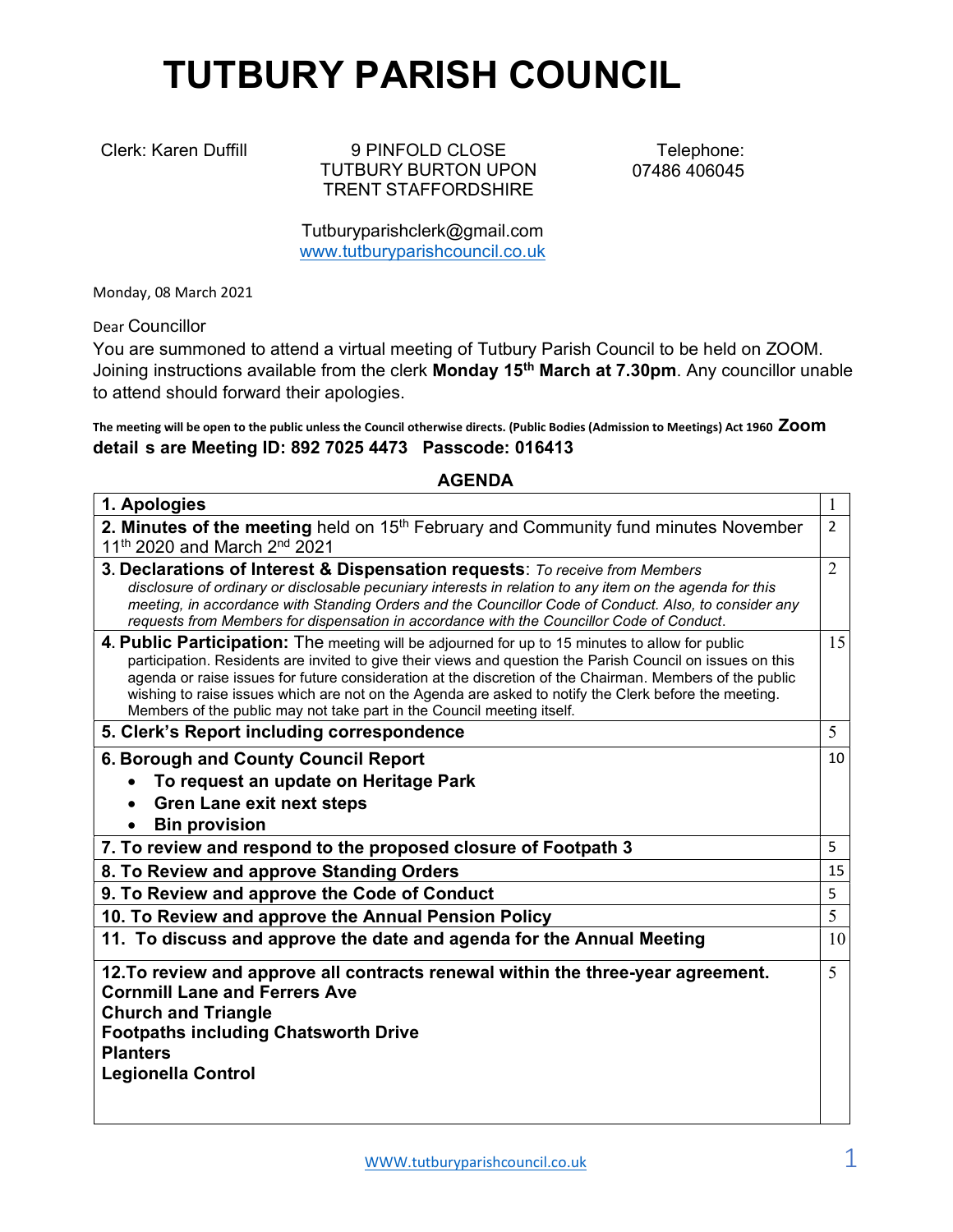# TUTBURY PARISH COUNCIL

Clerk: Karen Duffill

9 PINFOLD CLOSE
TUTBURY BURTON UPON TRENT STAFFORDSHIRE

Telephone: 07486 406045

Tutburyparishclerk@gmail.com
www.tutburyparishcouncil.co.uk

Monday, 08 March 2021

Dear Councillor

You are summoned to attend a virtual meeting of Tutbury Parish Council to be held on ZOOM. Joining instructions available from the clerk **Monday 15th March at 7.30pm**. Any councillor unable to attend should forward their apologies.

**The meeting will be open to the public unless the Council otherwise directs. (Public Bodies (Admission to Meetings) Act 1960 Zoom detail s are Meeting ID: 892 7025 4473 Passcode: 016413**

**AGENDA**

| | |
|---|---|
| **1. Apologies** | 1 |
| **2. Minutes of the meeting** held on 15th February and Community fund minutes November 11th 2020 and March 2nd 2021 | 2 |
| **3. Declarations of Interest & Dispensation requests**: *To receive from Members disclosure of ordinary or disclosable pecuniary interests in relation to any item on the agenda for this meeting, in accordance with Standing Orders and the Councillor Code of Conduct. Also, to consider any requests from Members for dispensation in accordance with the Councillor Code of Conduct.* | 2 |
| **4. Public Participation:** The meeting will be adjourned for up to 15 minutes to allow for public participation. Residents are invited to give their views and question the Parish Council on issues on this agenda or raise issues for future consideration at the discretion of the Chairman. Members of the public wishing to raise issues which are not on the Agenda are asked to notify the Clerk before the meeting. Members of the public may not take part in the Council meeting itself. | 15 |
| **5. Clerk's Report including correspondence** | 5 |
| **6. Borough and County Council Report**<br>• **To request an update on Heritage Park**<br>• **Gren Lane exit next steps**<br>• **Bin provision** | 10 |
| **7. To review and respond to the proposed closure of Footpath 3** | 5 |
| **8. To Review and approve Standing Orders** | 15 |
| **9. To Review and approve the Code of Conduct** | 5 |
| **10. To Review and approve the Annual Pension Policy** | 5 |
| **11. To discuss and approve the date and agenda for the Annual Meeting** | 10 |
| **12.To review and approve all contracts renewal within the three-year agreement.**<br>**Cornmill Lane and Ferrers Ave**<br>**Church and Triangle**<br>**Footpaths including Chatsworth Drive**<br>**Planters**<br>**Legionella Control** | 5 |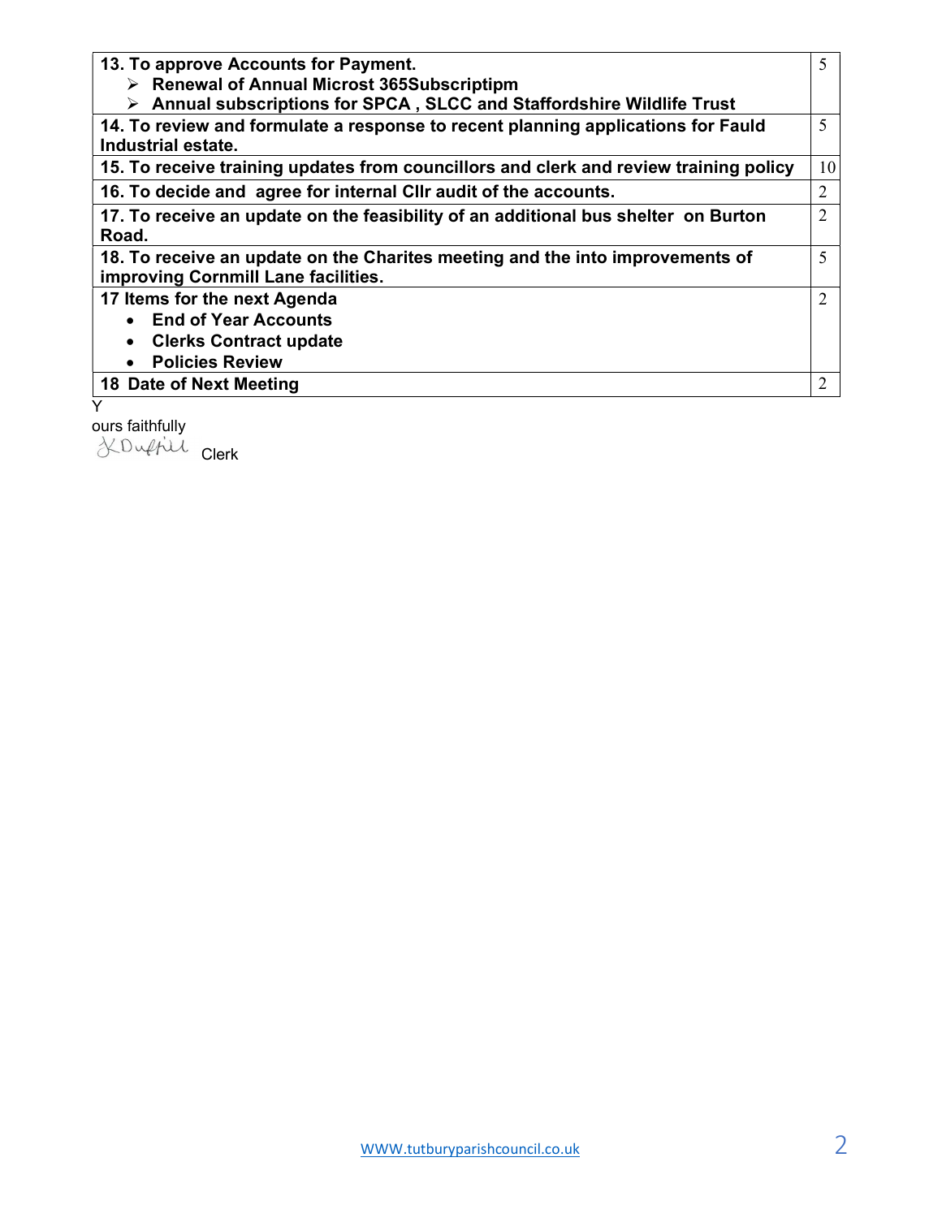| | |
|---|---|
| **13. To approve Accounts for Payment.**<br>➢ **Renewal of Annual Microst 365Subscriptipm**<br>➢ **Annual subscriptions for SPCA , SLCC and Staffordshire Wildlife Trust** | 5 |
| **14. To review and formulate a response to recent planning applications for Fauld Industrial estate.** | 5 |
| **15. To receive training updates from councillors and clerk and review training policy** | 10 |
| **16. To decide and agree for internal Cllr audit of the accounts.** | 2 |
| **17. To receive an update on the feasibility of an additional bus shelter on Burton Road.** | 2 |
| **18. To receive an update on the Charites meeting and the into improvements of improving Cornmill Lane facilities.** | 5 |
| **17 Items for the next Agenda**<br>• **End of Year Accounts**<br>• **Clerks Contract update**<br>• **Policies Review** | 2 |
| **18 Date of Next Meeting** | 2 |

Y

ours faithfully

K Duffill Clerk

WWW.tutburyparishcouncil.co.uk